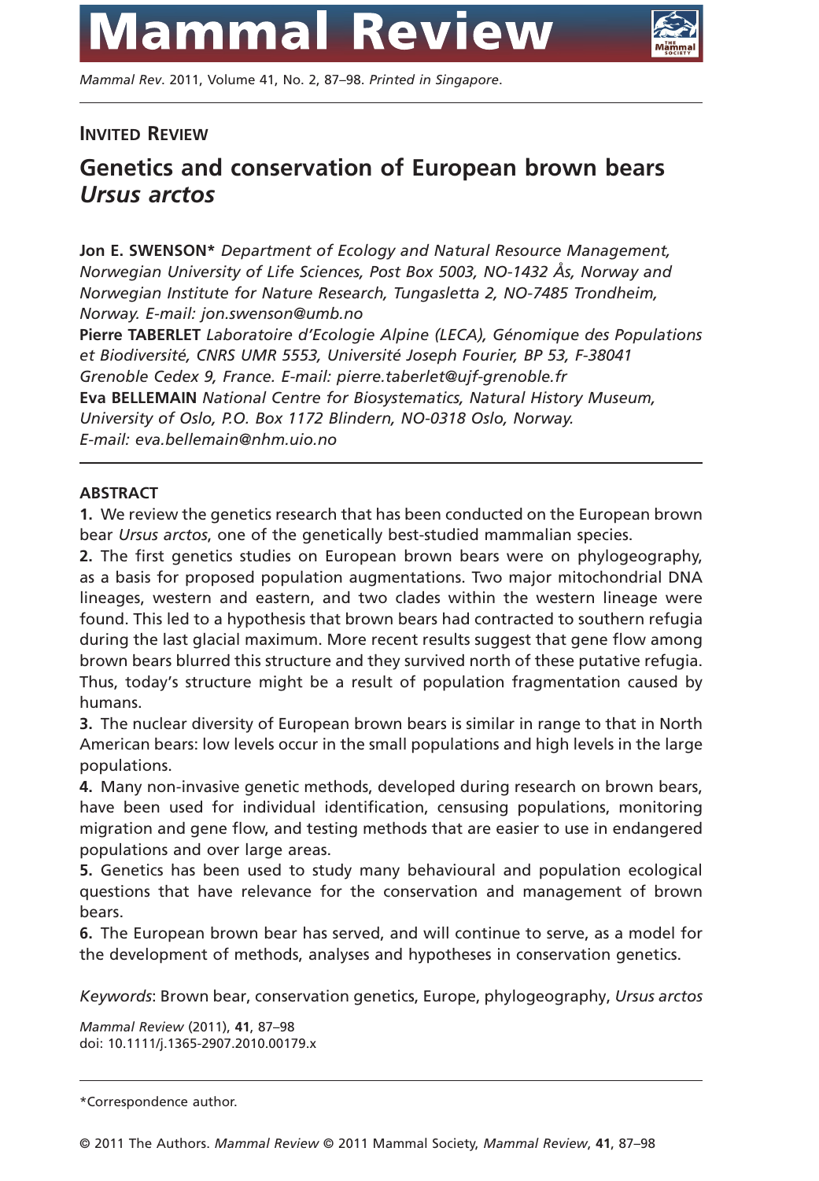# Mammal Review

INVITED REVIEW

## Genetics and conservation of European brown bears *Ursus arctos*

**Jon E. SWENSON*** *Department of Ecology and Natural Resource Management, Norwegian University of Life Sciences, Post Box 5003, NO-1432 Ås, Norway and Norwegian Institute for Nature Research, Tungasletta 2, NO-7485 Trondheim, Norway. E-mail: jon.swenson@umb.no*
**Pierre TABERLET** *Laboratoire d'Ecologie Alpine (LECA), Génomique des Populations et Biodiversité, CNRS UMR 5553, Université Joseph Fourier, BP 53, F-38041 Grenoble Cedex 9, France. E-mail: pierre.taberlet@ujf-grenoble.fr*
**Eva BELLEMAIN** *National Centre for Biosystematics, Natural History Museum, University of Oslo, P.O. Box 1172 Blindern, NO-0318 Oslo, Norway. E-mail: eva.bellemain@nhm.uio.no*

### ABSTRACT

**1.** We review the genetics research that has been conducted on the European brown bear *Ursus arctos*, one of the genetically best-studied mammalian species.

**2.** The first genetics studies on European brown bears were on phylogeography, as a basis for proposed population augmentations. Two major mitochondrial DNA lineages, western and eastern, and two clades within the western lineage were found. This led to a hypothesis that brown bears had contracted to southern refugia during the last glacial maximum. More recent results suggest that gene flow among brown bears blurred this structure and they survived north of these putative refugia. Thus, today's structure might be a result of population fragmentation caused by humans.

**3.** The nuclear diversity of European brown bears is similar in range to that in North American bears: low levels occur in the small populations and high levels in the large populations.

**4.** Many non-invasive genetic methods, developed during research on brown bears, have been used for individual identification, censusing populations, monitoring migration and gene flow, and testing methods that are easier to use in endangered populations and over large areas.

**5.** Genetics has been used to study many behavioural and population ecological questions that have relevance for the conservation and management of brown bears.

**6.** The European brown bear has served, and will continue to serve, as a model for the development of methods, analyses and hypotheses in conservation genetics.

*Keywords*: Brown bear, conservation genetics, Europe, phylogeography, *Ursus arctos*

*Mammal Review* (2011), **41**, 87–98
doi: 10.1111/j.1365-2907.2010.00179.x

*Correspondence author.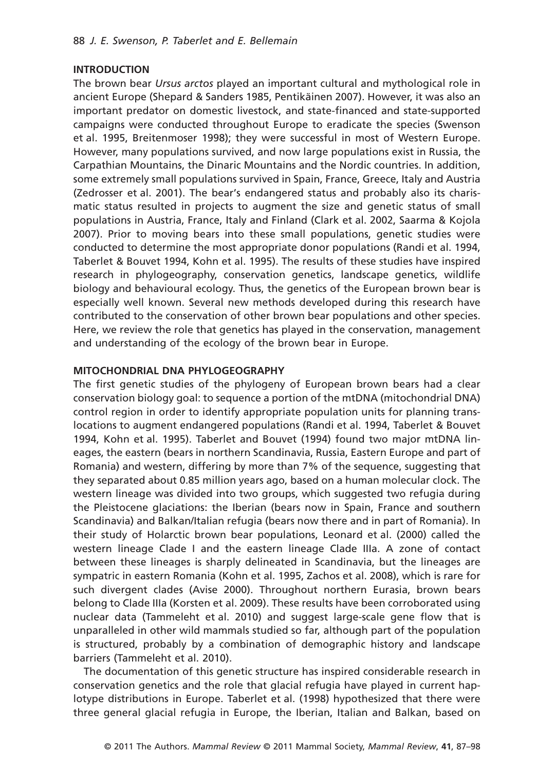## INTRODUCTION

The brown bear *Ursus arctos* played an important cultural and mythological role in ancient Europe (Shepard & Sanders 1985, Pentikäinen 2007). However, it was also an important predator on domestic livestock, and state-financed and state-supported campaigns were conducted throughout Europe to eradicate the species (Swenson et al. 1995, Breitenmoser 1998); they were successful in most of Western Europe. However, many populations survived, and now large populations exist in Russia, the Carpathian Mountains, the Dinaric Mountains and the Nordic countries. In addition, some extremely small populations survived in Spain, France, Greece, Italy and Austria (Zedrosser et al. 2001). The bear's endangered status and probably also its charismatic status resulted in projects to augment the size and genetic status of small populations in Austria, France, Italy and Finland (Clark et al. 2002, Saarma & Kojola 2007). Prior to moving bears into these small populations, genetic studies were conducted to determine the most appropriate donor populations (Randi et al. 1994, Taberlet & Bouvet 1994, Kohn et al. 1995). The results of these studies have inspired research in phylogeography, conservation genetics, landscape genetics, wildlife biology and behavioural ecology. Thus, the genetics of the European brown bear is especially well known. Several new methods developed during this research have contributed to the conservation of other brown bear populations and other species. Here, we review the role that genetics has played in the conservation, management and understanding of the ecology of the brown bear in Europe.

## MITOCHONDRIAL DNA PHYLOGEOGRAPHY

The first genetic studies of the phylogeny of European brown bears had a clear conservation biology goal: to sequence a portion of the mtDNA (mitochondrial DNA) control region in order to identify appropriate population units for planning translocations to augment endangered populations (Randi et al. 1994, Taberlet & Bouvet 1994, Kohn et al. 1995). Taberlet and Bouvet (1994) found two major mtDNA lineages, the eastern (bears in northern Scandinavia, Russia, Eastern Europe and part of Romania) and western, differing by more than 7% of the sequence, suggesting that they separated about 0.85 million years ago, based on a human molecular clock. The western lineage was divided into two groups, which suggested two refugia during the Pleistocene glaciations: the Iberian (bears now in Spain, France and southern Scandinavia) and Balkan/Italian refugia (bears now there and in part of Romania). In their study of Holarctic brown bear populations, Leonard et al. (2000) called the western lineage Clade I and the eastern lineage Clade IIIa. A zone of contact between these lineages is sharply delineated in Scandinavia, but the lineages are sympatric in eastern Romania (Kohn et al. 1995, Zachos et al. 2008), which is rare for such divergent clades (Avise 2000). Throughout northern Eurasia, brown bears belong to Clade IIIa (Korsten et al. 2009). These results have been corroborated using nuclear data (Tammeleht et al. 2010) and suggest large-scale gene flow that is unparalleled in other wild mammals studied so far, although part of the population is structured, probably by a combination of demographic history and landscape barriers (Tammeleht et al. 2010).

The documentation of this genetic structure has inspired considerable research in conservation genetics and the role that glacial refugia have played in current haplotype distributions in Europe. Taberlet et al. (1998) hypothesized that there were three general glacial refugia in Europe, the Iberian, Italian and Balkan, based on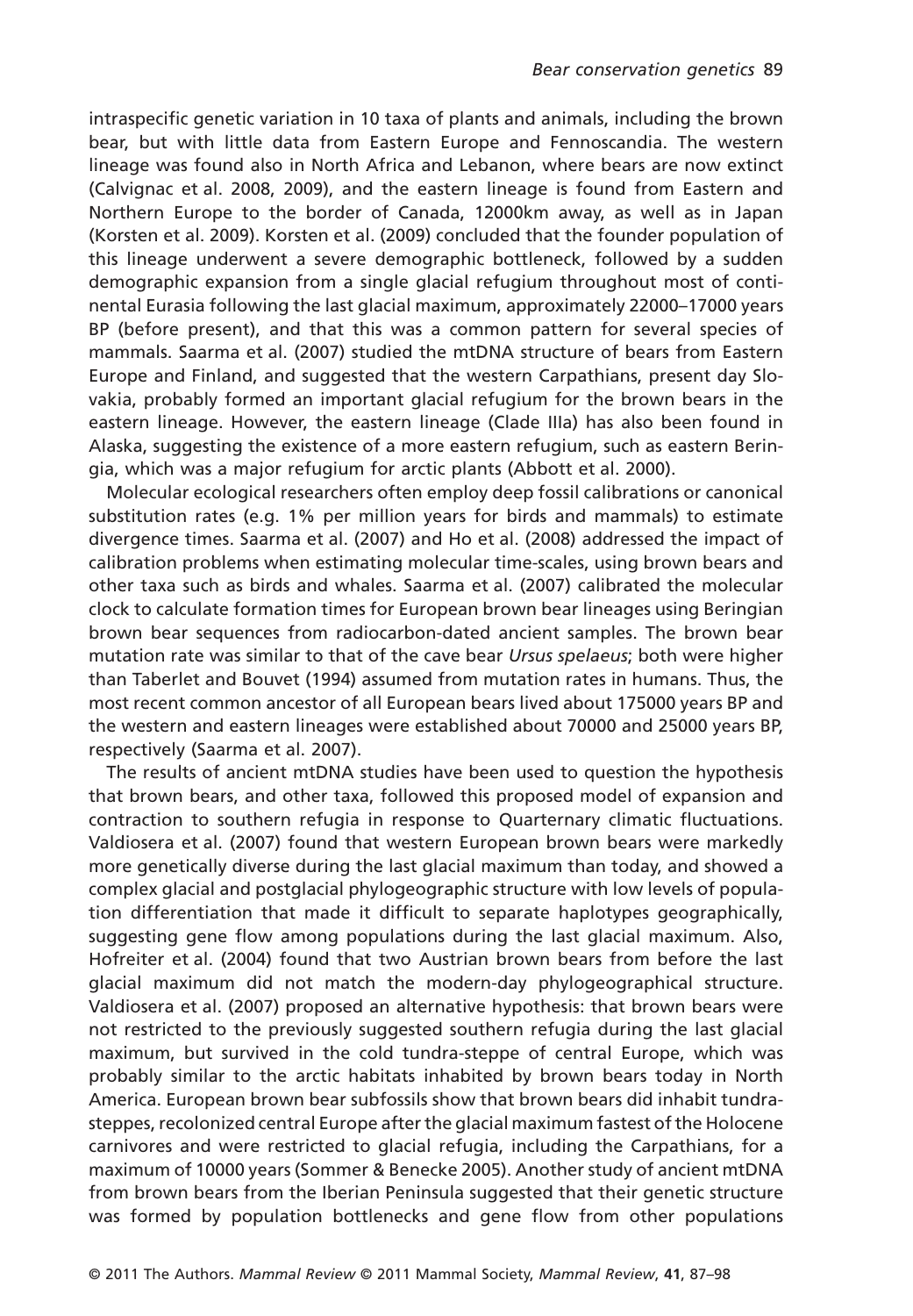intraspecific genetic variation in 10 taxa of plants and animals, including the brown bear, but with little data from Eastern Europe and Fennoscandia. The western lineage was found also in North Africa and Lebanon, where bears are now extinct (Calvignac et al. 2008, 2009), and the eastern lineage is found from Eastern and Northern Europe to the border of Canada, 12000km away, as well as in Japan (Korsten et al. 2009). Korsten et al. (2009) concluded that the founder population of this lineage underwent a severe demographic bottleneck, followed by a sudden demographic expansion from a single glacial refugium throughout most of continental Eurasia following the last glacial maximum, approximately 22000–17000 years BP (before present), and that this was a common pattern for several species of mammals. Saarma et al. (2007) studied the mtDNA structure of bears from Eastern Europe and Finland, and suggested that the western Carpathians, present day Slovakia, probably formed an important glacial refugium for the brown bears in the eastern lineage. However, the eastern lineage (Clade IIIa) has also been found in Alaska, suggesting the existence of a more eastern refugium, such as eastern Beringia, which was a major refugium for arctic plants (Abbott et al. 2000).

Molecular ecological researchers often employ deep fossil calibrations or canonical substitution rates (e.g. 1% per million years for birds and mammals) to estimate divergence times. Saarma et al. (2007) and Ho et al. (2008) addressed the impact of calibration problems when estimating molecular time-scales, using brown bears and other taxa such as birds and whales. Saarma et al. (2007) calibrated the molecular clock to calculate formation times for European brown bear lineages using Beringian brown bear sequences from radiocarbon-dated ancient samples. The brown bear mutation rate was similar to that of the cave bear *Ursus spelaeus*; both were higher than Taberlet and Bouvet (1994) assumed from mutation rates in humans. Thus, the most recent common ancestor of all European bears lived about 175000 years BP and the western and eastern lineages were established about 70000 and 25000 years BP, respectively (Saarma et al. 2007).

The results of ancient mtDNA studies have been used to question the hypothesis that brown bears, and other taxa, followed this proposed model of expansion and contraction to southern refugia in response to Quarternary climatic fluctuations. Valdiosera et al. (2007) found that western European brown bears were markedly more genetically diverse during the last glacial maximum than today, and showed a complex glacial and postglacial phylogeographic structure with low levels of population differentiation that made it difficult to separate haplotypes geographically, suggesting gene flow among populations during the last glacial maximum. Also, Hofreiter et al. (2004) found that two Austrian brown bears from before the last glacial maximum did not match the modern-day phylogeographical structure. Valdiosera et al. (2007) proposed an alternative hypothesis: that brown bears were not restricted to the previously suggested southern refugia during the last glacial maximum, but survived in the cold tundra-steppe of central Europe, which was probably similar to the arctic habitats inhabited by brown bears today in North America. European brown bear subfossils show that brown bears did inhabit tundra-steppes, recolonized central Europe after the glacial maximum fastest of the Holocene carnivores and were restricted to glacial refugia, including the Carpathians, for a maximum of 10000 years (Sommer & Benecke 2005). Another study of ancient mtDNA from brown bears from the Iberian Peninsula suggested that their genetic structure was formed by population bottlenecks and gene flow from other populations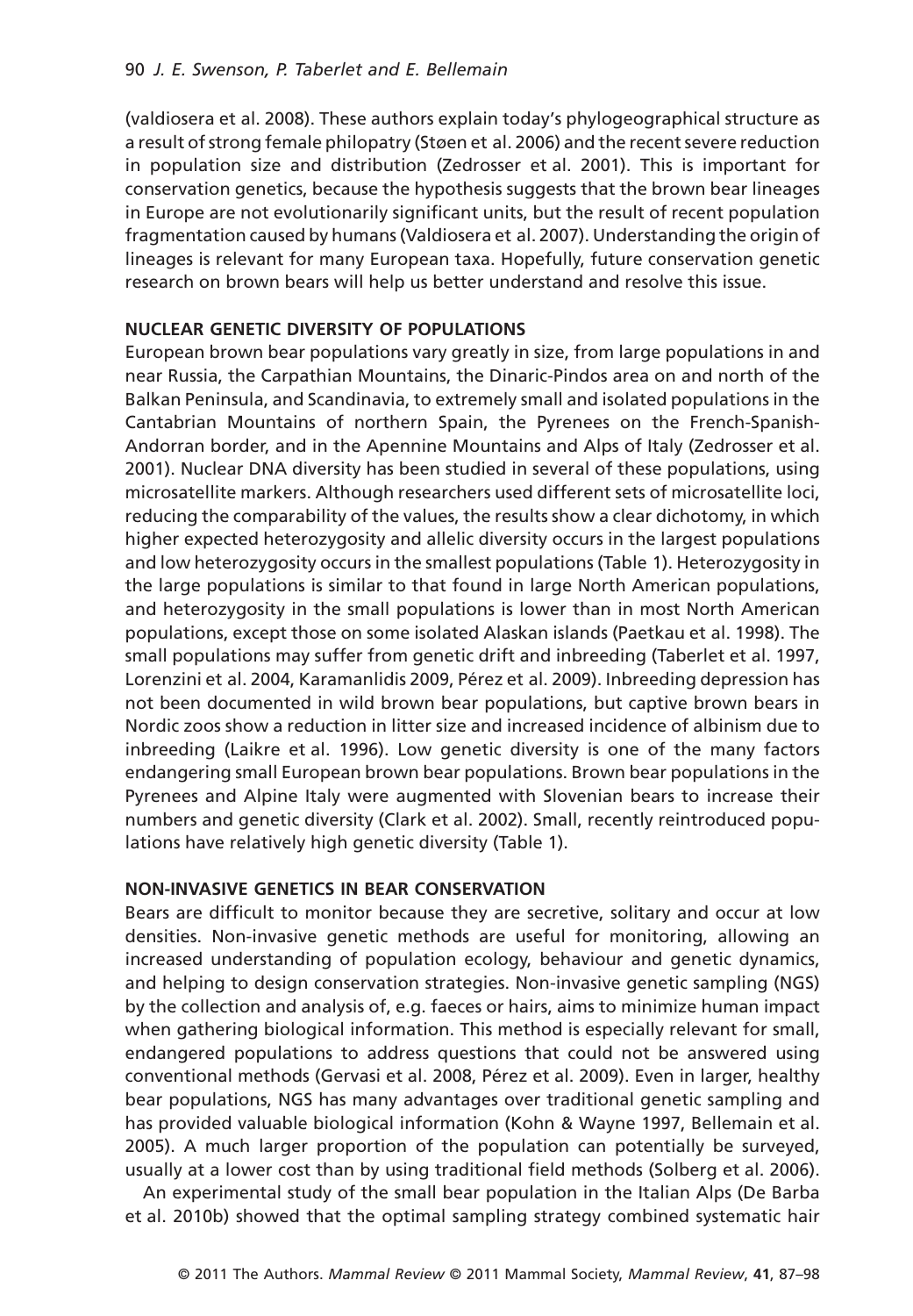(valdiosera et al. 2008). These authors explain today's phylogeographical structure as a result of strong female philopatry (Støen et al. 2006) and the recent severe reduction in population size and distribution (Zedrosser et al. 2001). This is important for conservation genetics, because the hypothesis suggests that the brown bear lineages in Europe are not evolutionarily significant units, but the result of recent population fragmentation caused by humans (Valdiosera et al. 2007). Understanding the origin of lineages is relevant for many European taxa. Hopefully, future conservation genetic research on brown bears will help us better understand and resolve this issue.

## NUCLEAR GENETIC DIVERSITY OF POPULATIONS

European brown bear populations vary greatly in size, from large populations in and near Russia, the Carpathian Mountains, the Dinaric-Pindos area on and north of the Balkan Peninsula, and Scandinavia, to extremely small and isolated populations in the Cantabrian Mountains of northern Spain, the Pyrenees on the French-Spanish-Andorran border, and in the Apennine Mountains and Alps of Italy (Zedrosser et al. 2001). Nuclear DNA diversity has been studied in several of these populations, using microsatellite markers. Although researchers used different sets of microsatellite loci, reducing the comparability of the values, the results show a clear dichotomy, in which higher expected heterozygosity and allelic diversity occurs in the largest populations and low heterozygosity occurs in the smallest populations (Table 1). Heterozygosity in the large populations is similar to that found in large North American populations, and heterozygosity in the small populations is lower than in most North American populations, except those on some isolated Alaskan islands (Paetkau et al. 1998). The small populations may suffer from genetic drift and inbreeding (Taberlet et al. 1997, Lorenzini et al. 2004, Karamanlidis 2009, Pérez et al. 2009). Inbreeding depression has not been documented in wild brown bear populations, but captive brown bears in Nordic zoos show a reduction in litter size and increased incidence of albinism due to inbreeding (Laikre et al. 1996). Low genetic diversity is one of the many factors endangering small European brown bear populations. Brown bear populations in the Pyrenees and Alpine Italy were augmented with Slovenian bears to increase their numbers and genetic diversity (Clark et al. 2002). Small, recently reintroduced populations have relatively high genetic diversity (Table 1).

## NON-INVASIVE GENETICS IN BEAR CONSERVATION

Bears are difficult to monitor because they are secretive, solitary and occur at low densities. Non-invasive genetic methods are useful for monitoring, allowing an increased understanding of population ecology, behaviour and genetic dynamics, and helping to design conservation strategies. Non-invasive genetic sampling (NGS) by the collection and analysis of, e.g. faeces or hairs, aims to minimize human impact when gathering biological information. This method is especially relevant for small, endangered populations to address questions that could not be answered using conventional methods (Gervasi et al. 2008, Pérez et al. 2009). Even in larger, healthy bear populations, NGS has many advantages over traditional genetic sampling and has provided valuable biological information (Kohn & Wayne 1997, Bellemain et al. 2005). A much larger proportion of the population can potentially be surveyed, usually at a lower cost than by using traditional field methods (Solberg et al. 2006).

An experimental study of the small bear population in the Italian Alps (De Barba et al. 2010b) showed that the optimal sampling strategy combined systematic hair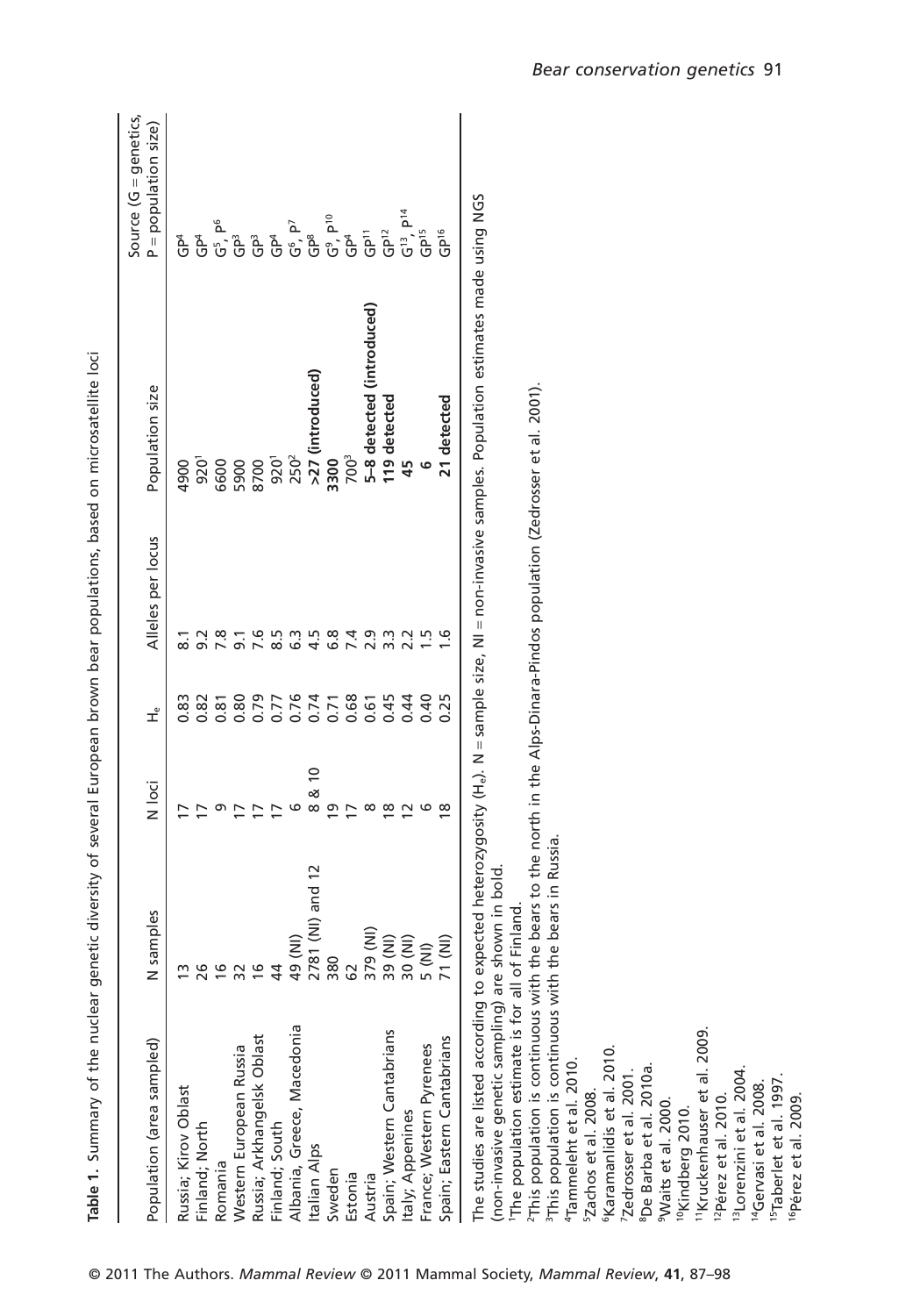**Table 1.** Summary of the nuclear genetic diversity of several European brown bear populations, based on microsatellite loci

| Population (area sampled) | N samples | N loci | $H_e$ | Alleles per locus | Population size | Source (G = genetics, P = population size) |
|---|---|---|---|---|---|---|
| Russia; Kirov Oblast | 13 | 17 | 0.83 | 8.1 | 4900 | GP[4] |
| Finland; North | 26 | 17 | 0.82 | 9.2 | 920[1] | GP[4] |
| Romania | 16 | 9 | 0.81 | 7.8 | 6600 | G[5], P[6] |
| Western European Russia | 32 | 17 | 0.80 | 9.1 | 5900 | GP[3] |
| Russia; Arkhangelsk Oblast | 16 | 17 | 0.79 | 7.6 | 8700 | GP[3] |
| Finland; South | 44 | 17 | 0.77 | 8.5 | 920[1] | GP[4] |
| Albania, Greece, Macedonia | 49 (NI) | 6 | 0.76 | 6.3 | 250[2] | G[6], P[7] |
| Italian Alps | 2781 (NI) and 12 | 8 & 10 | 0.74 | 4.5 | **>27 (introduced)** | GP[8] |
| Sweden | 380 | 19 | 0.71 | 6.8 | **3300** | G[9], P[10] |
| Estonia | 62 | 17 | 0.68 | 7.4 | 700[3] | GP[4] |
| Austria | 379 (NI) | 8 | 0.61 | 2.9 | **5–8 detected (introduced)** | GP[11] |
| Spain; Western Cantabrians | 39 (NI) | 18 | 0.45 | 3.3 | **119 detected** | GP[12] |
| Italy; Appenines | 30 (NI) | 12 | 0.44 | 2.2 | **45** | G[13], P[14] |
| France; Western Pyrenees | 5 (NI) | 6 | 0.40 | 1.5 | **6** | GP[15] |
| Spain; Eastern Cantabrians | 71 (NI) | 18 | 0.25 | 1.6 | **21 detected** | GP[16] |

The studies are listed according to expected heterozygosity ($H_e$). N = sample size, NI = non-invasive samples. Population estimates made using NGS (non-invasive genetic sampling) are shown in bold.

[1]The population estimate is for all of Finland.
[2]This population is continuous with the bears to the north in the Alps-Dinara-Pindos population (Zedrosser et al. 2001).
[3]This population is continuous with the bears in Russia.
[4]Tammeleht et al. 2010.
[5]Zachos et al. 2008.
[6]Karamanlidis et al. 2010.
[7]Zedrosser et al. 2001.
[8]De Barba et al. 2010a.
[9]Waits et al. 2000.
[10]Kindberg 2010.
[11]Kruckenhauser et al. 2009.
[12]Pérez et al. 2010.
[13]Lorenzini et al. 2004.
[14]Gervasi et al. 2008.
[15]Taberlet et al. 1997.
[16]Pérez et al. 2009.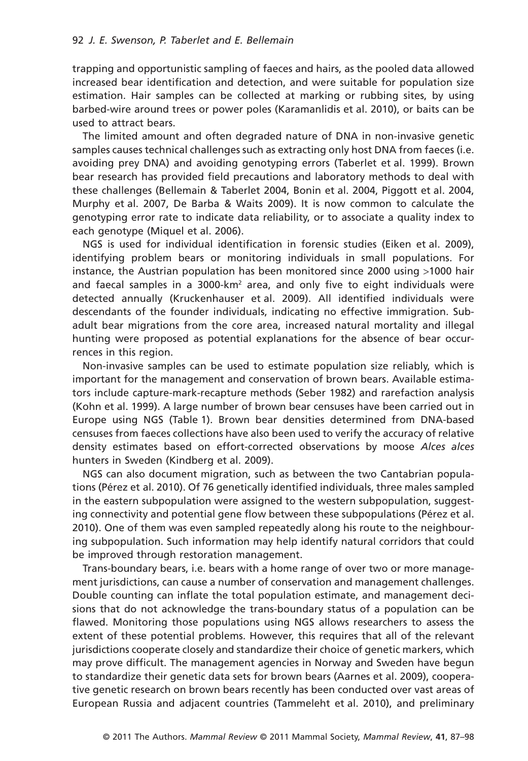trapping and opportunistic sampling of faeces and hairs, as the pooled data allowed increased bear identification and detection, and were suitable for population size estimation. Hair samples can be collected at marking or rubbing sites, by using barbed-wire around trees or power poles (Karamanlidis et al. 2010), or baits can be used to attract bears.

The limited amount and often degraded nature of DNA in non-invasive genetic samples causes technical challenges such as extracting only host DNA from faeces (i.e. avoiding prey DNA) and avoiding genotyping errors (Taberlet et al. 1999). Brown bear research has provided field precautions and laboratory methods to deal with these challenges (Bellemain & Taberlet 2004, Bonin et al. 2004, Piggott et al. 2004, Murphy et al. 2007, De Barba & Waits 2009). It is now common to calculate the genotyping error rate to indicate data reliability, or to associate a quality index to each genotype (Miquel et al. 2006).

NGS is used for individual identification in forensic studies (Eiken et al. 2009), identifying problem bears or monitoring individuals in small populations. For instance, the Austrian population has been monitored since 2000 using >1000 hair and faecal samples in a 3000-km$^2$ area, and only five to eight individuals were detected annually (Kruckenhauser et al. 2009). All identified individuals were descendants of the founder individuals, indicating no effective immigration. Subadult bear migrations from the core area, increased natural mortality and illegal hunting were proposed as potential explanations for the absence of bear occurrences in this region.

Non-invasive samples can be used to estimate population size reliably, which is important for the management and conservation of brown bears. Available estimators include capture-mark-recapture methods (Seber 1982) and rarefaction analysis (Kohn et al. 1999). A large number of brown bear censuses have been carried out in Europe using NGS (Table 1). Brown bear densities determined from DNA-based censuses from faeces collections have also been used to verify the accuracy of relative density estimates based on effort-corrected observations by moose *Alces alces* hunters in Sweden (Kindberg et al. 2009).

NGS can also document migration, such as between the two Cantabrian populations (Pérez et al. 2010). Of 76 genetically identified individuals, three males sampled in the eastern subpopulation were assigned to the western subpopulation, suggesting connectivity and potential gene flow between these subpopulations (Pérez et al. 2010). One of them was even sampled repeatedly along his route to the neighbouring subpopulation. Such information may help identify natural corridors that could be improved through restoration management.

Trans-boundary bears, i.e. bears with a home range of over two or more management jurisdictions, can cause a number of conservation and management challenges. Double counting can inflate the total population estimate, and management decisions that do not acknowledge the trans-boundary status of a population can be flawed. Monitoring those populations using NGS allows researchers to assess the extent of these potential problems. However, this requires that all of the relevant jurisdictions cooperate closely and standardize their choice of genetic markers, which may prove difficult. The management agencies in Norway and Sweden have begun to standardize their genetic data sets for brown bears (Aarnes et al. 2009), cooperative genetic research on brown bears recently has been conducted over vast areas of European Russia and adjacent countries (Tammeleht et al. 2010), and preliminary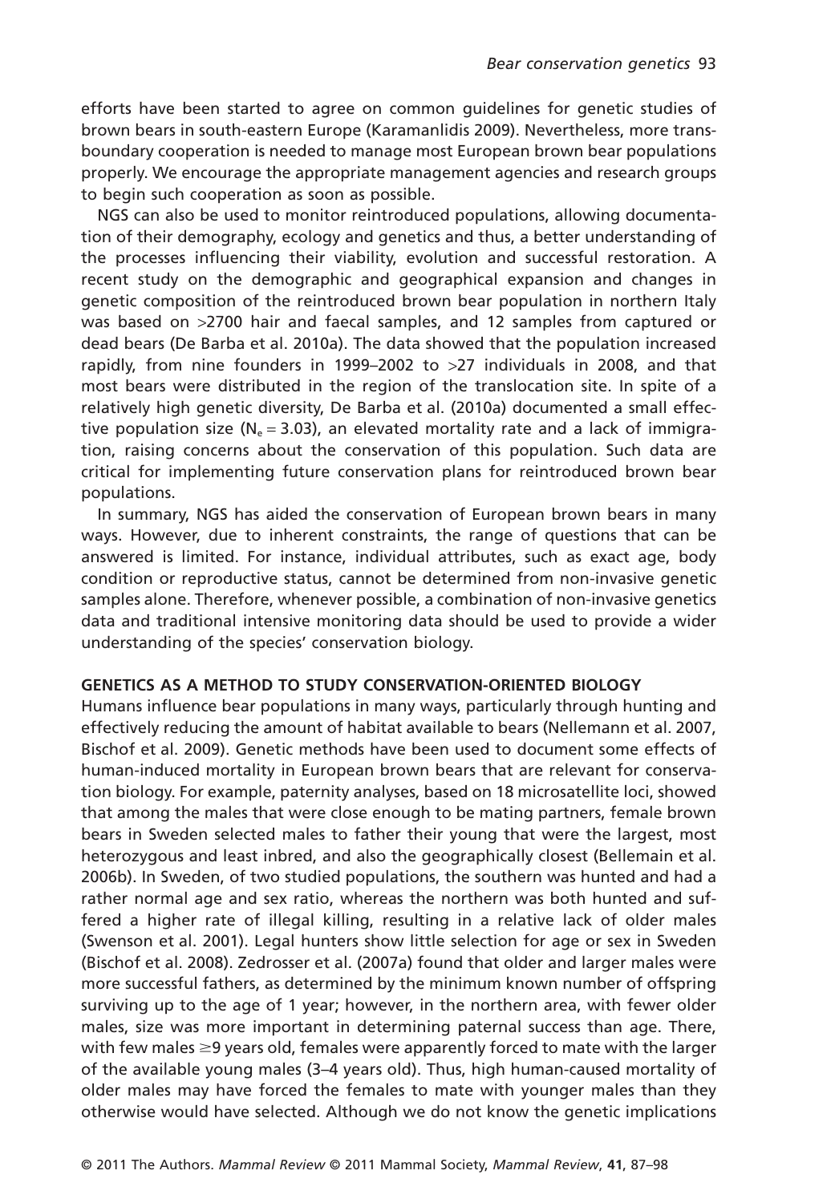efforts have been started to agree on common guidelines for genetic studies of brown bears in south-eastern Europe (Karamanlidis 2009). Nevertheless, more transboundary cooperation is needed to manage most European brown bear populations properly. We encourage the appropriate management agencies and research groups to begin such cooperation as soon as possible.

NGS can also be used to monitor reintroduced populations, allowing documentation of their demography, ecology and genetics and thus, a better understanding of the processes influencing their viability, evolution and successful restoration. A recent study on the demographic and geographical expansion and changes in genetic composition of the reintroduced brown bear population in northern Italy was based on >2700 hair and faecal samples, and 12 samples from captured or dead bears (De Barba et al. 2010a). The data showed that the population increased rapidly, from nine founders in 1999–2002 to >27 individuals in 2008, and that most bears were distributed in the region of the translocation site. In spite of a relatively high genetic diversity, De Barba et al. (2010a) documented a small effective population size ($N_e = 3.03$), an elevated mortality rate and a lack of immigration, raising concerns about the conservation of this population. Such data are critical for implementing future conservation plans for reintroduced brown bear populations.

In summary, NGS has aided the conservation of European brown bears in many ways. However, due to inherent constraints, the range of questions that can be answered is limited. For instance, individual attributes, such as exact age, body condition or reproductive status, cannot be determined from non-invasive genetic samples alone. Therefore, whenever possible, a combination of non-invasive genetics data and traditional intensive monitoring data should be used to provide a wider understanding of the species' conservation biology.

## GENETICS AS A METHOD TO STUDY CONSERVATION-ORIENTED BIOLOGY

Humans influence bear populations in many ways, particularly through hunting and effectively reducing the amount of habitat available to bears (Nellemann et al. 2007, Bischof et al. 2009). Genetic methods have been used to document some effects of human-induced mortality in European brown bears that are relevant for conservation biology. For example, paternity analyses, based on 18 microsatellite loci, showed that among the males that were close enough to be mating partners, female brown bears in Sweden selected males to father their young that were the largest, most heterozygous and least inbred, and also the geographically closest (Bellemain et al. 2006b). In Sweden, of two studied populations, the southern was hunted and had a rather normal age and sex ratio, whereas the northern was both hunted and suffered a higher rate of illegal killing, resulting in a relative lack of older males (Swenson et al. 2001). Legal hunters show little selection for age or sex in Sweden (Bischof et al. 2008). Zedrosser et al. (2007a) found that older and larger males were more successful fathers, as determined by the minimum known number of offspring surviving up to the age of 1 year; however, in the northern area, with fewer older males, size was more important in determining paternal success than age. There, with few males ≥9 years old, females were apparently forced to mate with the larger of the available young males (3–4 years old). Thus, high human-caused mortality of older males may have forced the females to mate with younger males than they otherwise would have selected. Although we do not know the genetic implications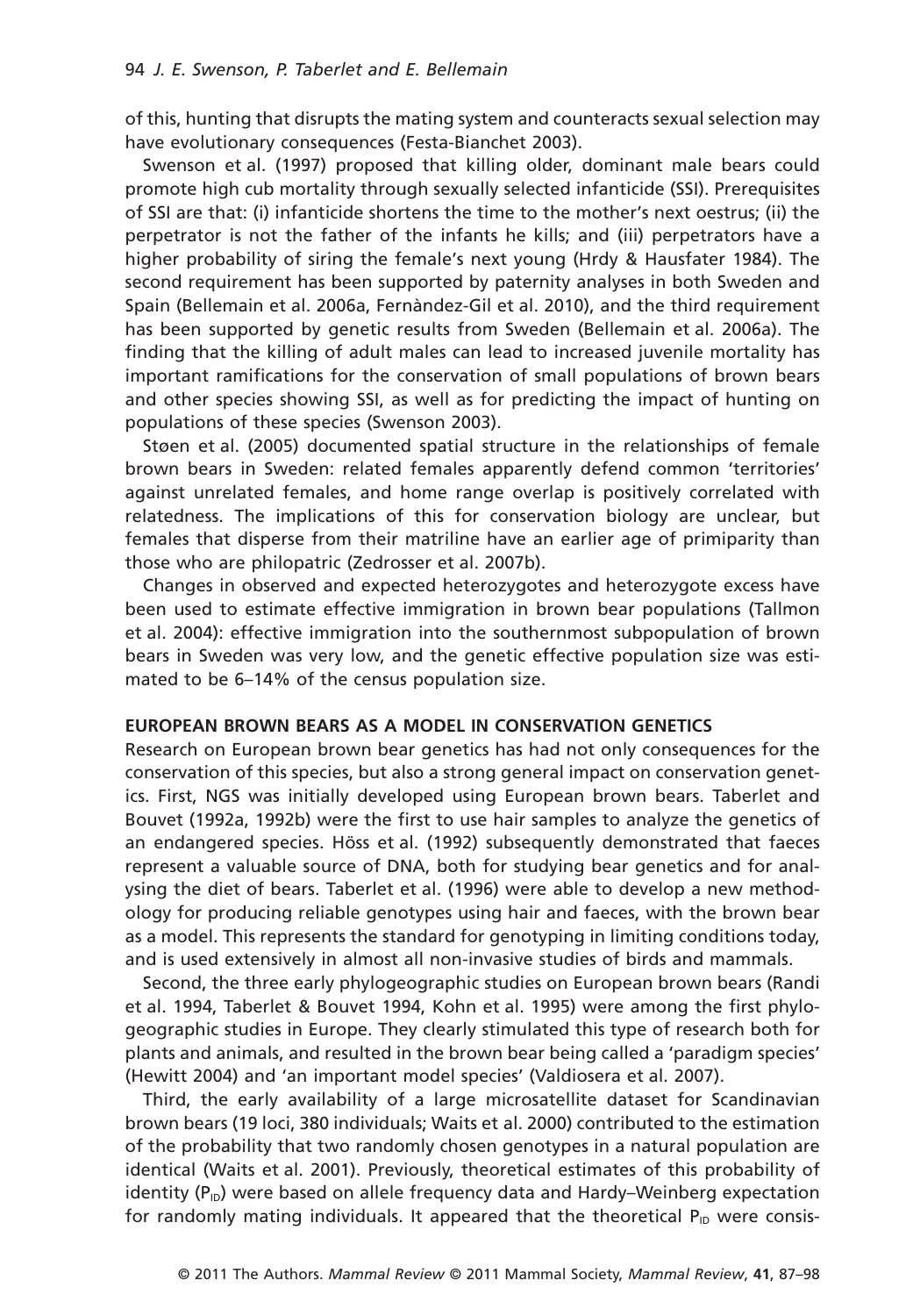of this, hunting that disrupts the mating system and counteracts sexual selection may have evolutionary consequences (Festa-Bianchet 2003).

Swenson et al. (1997) proposed that killing older, dominant male bears could promote high cub mortality through sexually selected infanticide (SSI). Prerequisites of SSI are that: (i) infanticide shortens the time to the mother's next oestrus; (ii) the perpetrator is not the father of the infants he kills; and (iii) perpetrators have a higher probability of siring the female's next young (Hrdy & Hausfater 1984). The second requirement has been supported by paternity analyses in both Sweden and Spain (Bellemain et al. 2006a, Fernàndez-Gil et al. 2010), and the third requirement has been supported by genetic results from Sweden (Bellemain et al. 2006a). The finding that the killing of adult males can lead to increased juvenile mortality has important ramifications for the conservation of small populations of brown bears and other species showing SSI, as well as for predicting the impact of hunting on populations of these species (Swenson 2003).

Støen et al. (2005) documented spatial structure in the relationships of female brown bears in Sweden: related females apparently defend common 'territories' against unrelated females, and home range overlap is positively correlated with relatedness. The implications of this for conservation biology are unclear, but females that disperse from their matriline have an earlier age of primiparity than those who are philopatric (Zedrosser et al. 2007b).

Changes in observed and expected heterozygotes and heterozygote excess have been used to estimate effective immigration in brown bear populations (Tallmon et al. 2004): effective immigration into the southernmost subpopulation of brown bears in Sweden was very low, and the genetic effective population size was estimated to be 6–14% of the census population size.

## EUROPEAN BROWN BEARS AS A MODEL IN CONSERVATION GENETICS

Research on European brown bear genetics has had not only consequences for the conservation of this species, but also a strong general impact on conservation genetics. First, NGS was initially developed using European brown bears. Taberlet and Bouvet (1992a, 1992b) were the first to use hair samples to analyze the genetics of an endangered species. Höss et al. (1992) subsequently demonstrated that faeces represent a valuable source of DNA, both for studying bear genetics and for analysing the diet of bears. Taberlet et al. (1996) were able to develop a new methodology for producing reliable genotypes using hair and faeces, with the brown bear as a model. This represents the standard for genotyping in limiting conditions today, and is used extensively in almost all non-invasive studies of birds and mammals.

Second, the three early phylogeographic studies on European brown bears (Randi et al. 1994, Taberlet & Bouvet 1994, Kohn et al. 1995) were among the first phylogeographic studies in Europe. They clearly stimulated this type of research both for plants and animals, and resulted in the brown bear being called a 'paradigm species' (Hewitt 2004) and 'an important model species' (Valdiosera et al. 2007).

Third, the early availability of a large microsatellite dataset for Scandinavian brown bears (19 loci, 380 individuals; Waits et al. 2000) contributed to the estimation of the probability that two randomly chosen genotypes in a natural population are identical (Waits et al. 2001). Previously, theoretical estimates of this probability of identity ($P_{ID}$) were based on allele frequency data and Hardy–Weinberg expectation for randomly mating individuals. It appeared that the theoretical $P_{ID}$ were consis-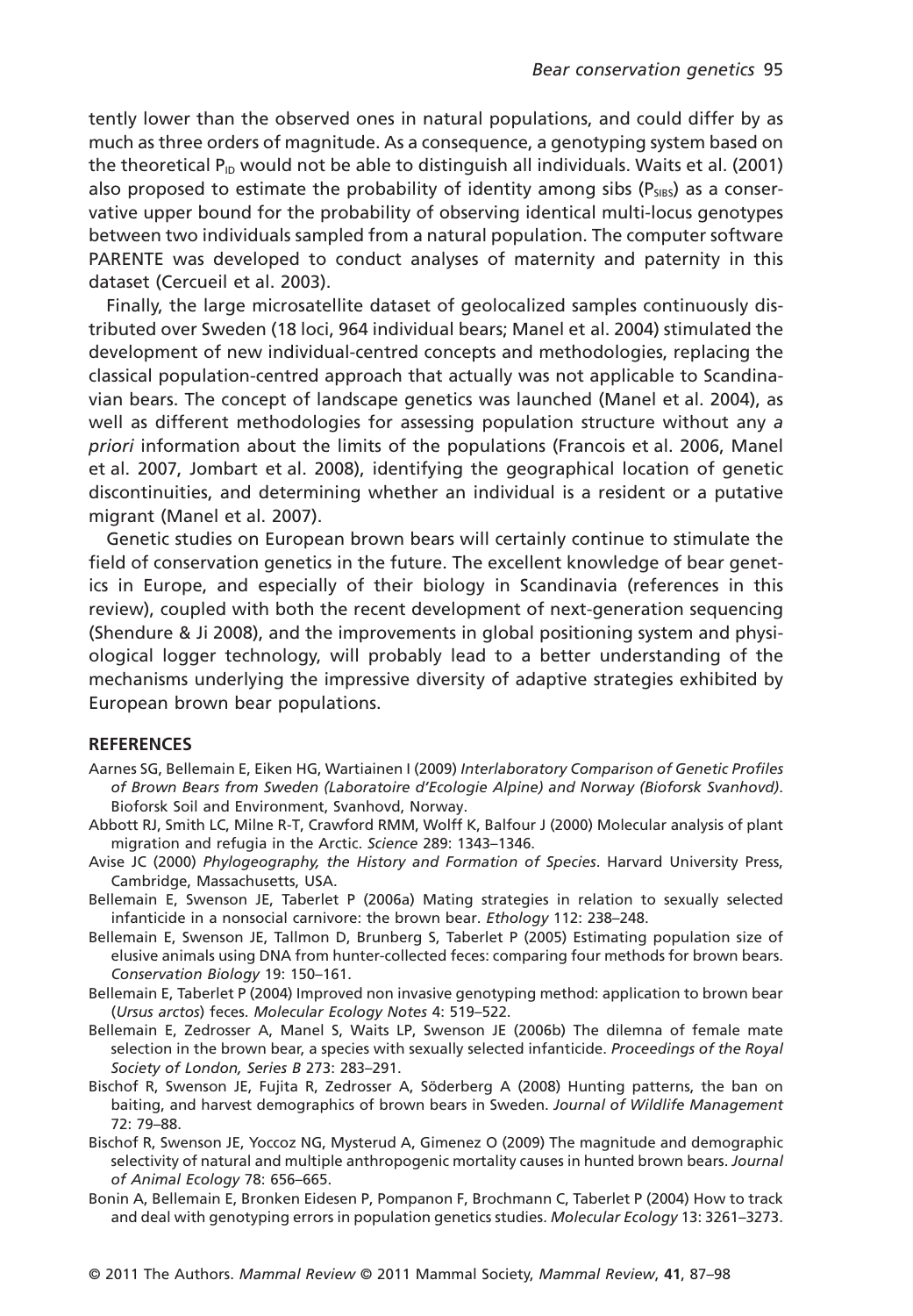tently lower than the observed ones in natural populations, and could differ by as much as three orders of magnitude. As a consequence, a genotyping system based on the theoretical $P_{ID}$ would not be able to distinguish all individuals. Waits et al. (2001) also proposed to estimate the probability of identity among sibs ($P_{SIBS}$) as a conservative upper bound for the probability of observing identical multi-locus genotypes between two individuals sampled from a natural population. The computer software PARENTE was developed to conduct analyses of maternity and paternity in this dataset (Cercueil et al. 2003).

Finally, the large microsatellite dataset of geolocalized samples continuously distributed over Sweden (18 loci, 964 individual bears; Manel et al. 2004) stimulated the development of new individual-centred concepts and methodologies, replacing the classical population-centred approach that actually was not applicable to Scandinavian bears. The concept of landscape genetics was launched (Manel et al. 2004), as well as different methodologies for assessing population structure without any *a priori* information about the limits of the populations (Francois et al. 2006, Manel et al. 2007, Jombart et al. 2008), identifying the geographical location of genetic discontinuities, and determining whether an individual is a resident or a putative migrant (Manel et al. 2007).

Genetic studies on European brown bears will certainly continue to stimulate the field of conservation genetics in the future. The excellent knowledge of bear genetics in Europe, and especially of their biology in Scandinavia (references in this review), coupled with both the recent development of next-generation sequencing (Shendure & Ji 2008), and the improvements in global positioning system and physiological logger technology, will probably lead to a better understanding of the mechanisms underlying the impressive diversity of adaptive strategies exhibited by European brown bear populations.

## REFERENCES

Aarnes SG, Bellemain E, Eiken HG, Wartiainen I (2009) *Interlaboratory Comparison of Genetic Profiles of Brown Bears from Sweden (Laboratoire d'Ecologie Alpine) and Norway (Bioforsk Svanhovd)*. Bioforsk Soil and Environment, Svanhovd, Norway.

Abbott RJ, Smith LC, Milne R-T, Crawford RMM, Wolff K, Balfour J (2000) Molecular analysis of plant migration and refugia in the Arctic. *Science* 289: 1343–1346.

Avise JC (2000) *Phylogeography, the History and Formation of Species*. Harvard University Press, Cambridge, Massachusetts, USA.

Bellemain E, Swenson JE, Taberlet P (2006a) Mating strategies in relation to sexually selected infanticide in a nonsocial carnivore: the brown bear. *Ethology* 112: 238–248.

Bellemain E, Swenson JE, Tallmon D, Brunberg S, Taberlet P (2005) Estimating population size of elusive animals using DNA from hunter-collected feces: comparing four methods for brown bears. *Conservation Biology* 19: 150–161.

Bellemain E, Taberlet P (2004) Improved non invasive genotyping method: application to brown bear (*Ursus arctos*) feces. *Molecular Ecology Notes* 4: 519–522.

Bellemain E, Zedrosser A, Manel S, Waits LP, Swenson JE (2006b) The dilemna of female mate selection in the brown bear, a species with sexually selected infanticide. *Proceedings of the Royal Society of London, Series B* 273: 283–291.

Bischof R, Swenson JE, Fujita R, Zedrosser A, Söderberg A (2008) Hunting patterns, the ban on baiting, and harvest demographics of brown bears in Sweden. *Journal of Wildlife Management* 72: 79–88.

Bischof R, Swenson JE, Yoccoz NG, Mysterud A, Gimenez O (2009) The magnitude and demographic selectivity of natural and multiple anthropogenic mortality causes in hunted brown bears. *Journal of Animal Ecology* 78: 656–665.

Bonin A, Bellemain E, Bronken Eidesen P, Pompanon F, Brochmann C, Taberlet P (2004) How to track and deal with genotyping errors in population genetics studies. *Molecular Ecology* 13: 3261–3273.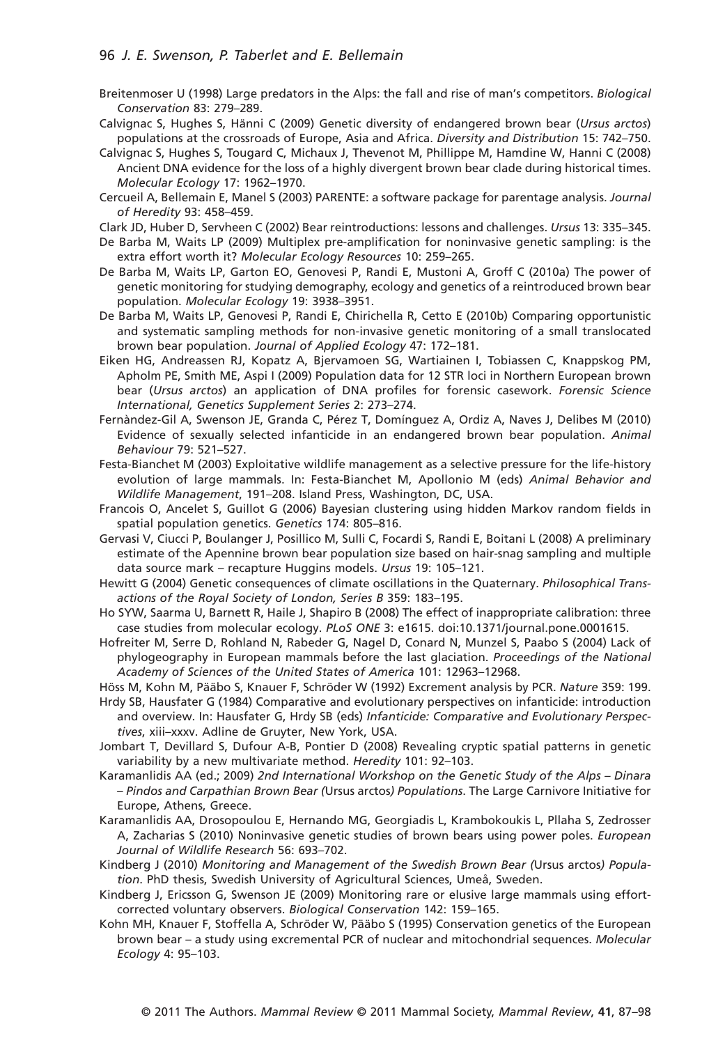Breitenmoser U (1998) Large predators in the Alps: the fall and rise of man's competitors. *Biological Conservation* 83: 279–289.

Calvignac S, Hughes S, Hänni C (2009) Genetic diversity of endangered brown bear (*Ursus arctos*) populations at the crossroads of Europe, Asia and Africa. *Diversity and Distribution* 15: 742–750.

Calvignac S, Hughes S, Tougard C, Michaux J, Thevenot M, Phillippe M, Hamdine W, Hanni C (2008) Ancient DNA evidence for the loss of a highly divergent brown bear clade during historical times. *Molecular Ecology* 17: 1962–1970.

Cercueil A, Bellemain E, Manel S (2003) PARENTE: a software package for parentage analysis. *Journal of Heredity* 93: 458–459.

Clark JD, Huber D, Servheen C (2002) Bear reintroductions: lessons and challenges. *Ursus* 13: 335–345.

De Barba M, Waits LP (2009) Multiplex pre-amplification for noninvasive genetic sampling: is the extra effort worth it? *Molecular Ecology Resources* 10: 259–265.

De Barba M, Waits LP, Garton EO, Genovesi P, Randi E, Mustoni A, Groff C (2010a) The power of genetic monitoring for studying demography, ecology and genetics of a reintroduced brown bear population. *Molecular Ecology* 19: 3938–3951.

De Barba M, Waits LP, Genovesi P, Randi E, Chirichella R, Cetto E (2010b) Comparing opportunistic and systematic sampling methods for non-invasive genetic monitoring of a small translocated brown bear population. *Journal of Applied Ecology* 47: 172–181.

Eiken HG, Andreassen RJ, Kopatz A, Bjervamoen SG, Wartiainen I, Tobiassen C, Knappskog PM, Apholm PE, Smith ME, Aspi I (2009) Population data for 12 STR loci in Northern European brown bear (*Ursus arctos*) an application of DNA profiles for forensic casework. *Forensic Science International, Genetics Supplement Series* 2: 273–274.

Fernàndez-Gil A, Swenson JE, Granda C, Pérez T, Domínguez A, Ordiz A, Naves J, Delibes M (2010) Evidence of sexually selected infanticide in an endangered brown bear population. *Animal Behaviour* 79: 521–527.

Festa-Bianchet M (2003) Exploitative wildlife management as a selective pressure for the life-history evolution of large mammals. In: Festa-Bianchet M, Apollonio M (eds) *Animal Behavior and Wildlife Management*, 191–208. Island Press, Washington, DC, USA.

Francois O, Ancelet S, Guillot G (2006) Bayesian clustering using hidden Markov random fields in spatial population genetics. *Genetics* 174: 805–816.

Gervasi V, Ciucci P, Boulanger J, Posillico M, Sulli C, Focardi S, Randi E, Boitani L (2008) A preliminary estimate of the Apennine brown bear population size based on hair-snag sampling and multiple data source mark – recapture Huggins models. *Ursus* 19: 105–121.

Hewitt G (2004) Genetic consequences of climate oscillations in the Quaternary. *Philosophical Transactions of the Royal Society of London, Series B* 359: 183–195.

Ho SYW, Saarma U, Barnett R, Haile J, Shapiro B (2008) The effect of inappropriate calibration: three case studies from molecular ecology. *PLoS ONE* 3: e1615. doi:10.1371/journal.pone.0001615.

Hofreiter M, Serre D, Rohland N, Rabeder G, Nagel D, Conard N, Munzel S, Paabo S (2004) Lack of phylogeography in European mammals before the last glaciation. *Proceedings of the National Academy of Sciences of the United States of America* 101: 12963–12968.

Höss M, Kohn M, Pääbo S, Knauer F, Schröder W (1992) Excrement analysis by PCR. *Nature* 359: 199.

Hrdy SB, Hausfater G (1984) Comparative and evolutionary perspectives on infanticide: introduction and overview. In: Hausfater G, Hrdy SB (eds) *Infanticide: Comparative and Evolutionary Perspectives*, xiii–xxxv. Adline de Gruyter, New York, USA.

Jombart T, Devillard S, Dufour A-B, Pontier D (2008) Revealing cryptic spatial patterns in genetic variability by a new multivariate method. *Heredity* 101: 92–103.

Karamanlidis AA (ed.; 2009) *2nd International Workshop on the Genetic Study of the Alps – Dinara – Pindos and Carpathian Brown Bear (*Ursus arctos*) Populations*. The Large Carnivore Initiative for Europe, Athens, Greece.

Karamanlidis AA, Drosopoulou E, Hernando MG, Georgiadis L, Krambokoukis L, Pllaha S, Zedrosser A, Zacharias S (2010) Noninvasive genetic studies of brown bears using power poles. *European Journal of Wildlife Research* 56: 693–702.

Kindberg J (2010) *Monitoring and Management of the Swedish Brown Bear (*Ursus arctos*) Population*. PhD thesis, Swedish University of Agricultural Sciences, Umeå, Sweden.

Kindberg J, Ericsson G, Swenson JE (2009) Monitoring rare or elusive large mammals using effort-corrected voluntary observers. *Biological Conservation* 142: 159–165.

Kohn MH, Knauer F, Stoffella A, Schröder W, Pääbo S (1995) Conservation genetics of the European brown bear – a study using excremental PCR of nuclear and mitochondrial sequences. *Molecular Ecology* 4: 95–103.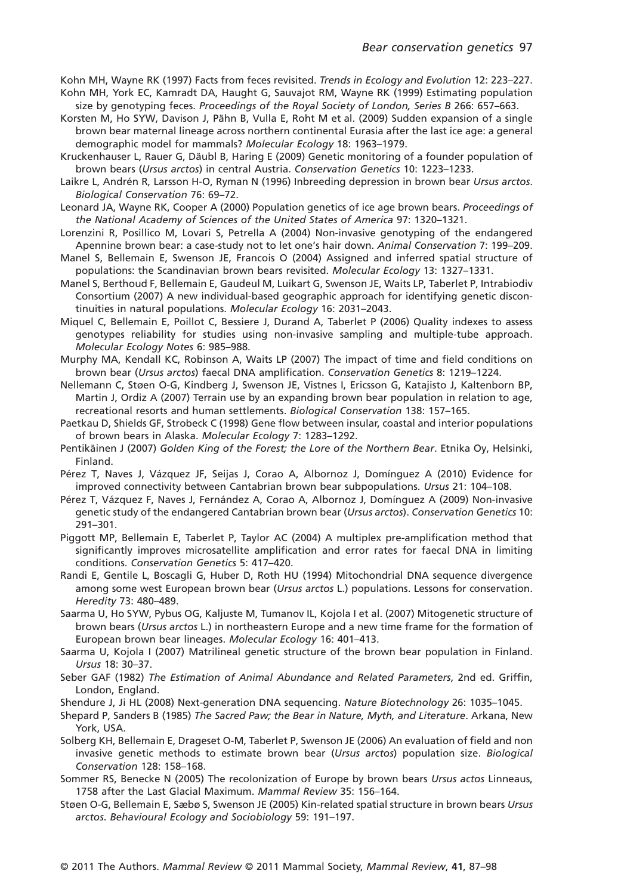Kohn MH, Wayne RK (1997) Facts from feces revisited. *Trends in Ecology and Evolution* 12: 223–227.

Kohn MH, York EC, Kamradt DA, Haught G, Sauvajot RM, Wayne RK (1999) Estimating population size by genotyping feces. *Proceedings of the Royal Society of London, Series B* 266: 657–663.

Korsten M, Ho SYW, Davison J, Pähn B, Vulla E, Roht M et al. (2009) Sudden expansion of a single brown bear maternal lineage across northern continental Eurasia after the last ice age: a general demographic model for mammals? *Molecular Ecology* 18: 1963–1979.

Kruckenhauser L, Rauer G, Däubl B, Haring E (2009) Genetic monitoring of a founder population of brown bears (*Ursus arctos*) in central Austria. *Conservation Genetics* 10: 1223–1233.

Laikre L, Andrén R, Larsson H-O, Ryman N (1996) Inbreeding depression in brown bear *Ursus arctos*. *Biological Conservation* 76: 69–72.

Leonard JA, Wayne RK, Cooper A (2000) Population genetics of ice age brown bears. *Proceedings of the National Academy of Sciences of the United States of America* 97: 1320–1321.

Lorenzini R, Posillico M, Lovari S, Petrella A (2004) Non-invasive genotyping of the endangered Apennine brown bear: a case-study not to let one's hair down. *Animal Conservation* 7: 199–209.

Manel S, Bellemain E, Swenson JE, Francois O (2004) Assigned and inferred spatial structure of populations: the Scandinavian brown bears revisited. *Molecular Ecology* 13: 1327–1331.

Manel S, Berthoud F, Bellemain E, Gaudeul M, Luikart G, Swenson JE, Waits LP, Taberlet P, Intrabiodiv Consortium (2007) A new individual-based geographic approach for identifying genetic discontinuities in natural populations. *Molecular Ecology* 16: 2031–2043.

Miquel C, Bellemain E, Poillot C, Bessiere J, Durand A, Taberlet P (2006) Quality indexes to assess genotypes reliability for studies using non-invasive sampling and multiple-tube approach. *Molecular Ecology Notes* 6: 985–988.

Murphy MA, Kendall KC, Robinson A, Waits LP (2007) The impact of time and field conditions on brown bear (*Ursus arctos*) faecal DNA amplification. *Conservation Genetics* 8: 1219–1224.

Nellemann C, Støen O-G, Kindberg J, Swenson JE, Vistnes I, Ericsson G, Katajisto J, Kaltenborn BP, Martin J, Ordiz A (2007) Terrain use by an expanding brown bear population in relation to age, recreational resorts and human settlements. *Biological Conservation* 138: 157–165.

Paetkau D, Shields GF, Strobeck C (1998) Gene flow between insular, coastal and interior populations of brown bears in Alaska. *Molecular Ecology* 7: 1283–1292.

Pentikäinen J (2007) *Golden King of the Forest; the Lore of the Northern Bear*. Etnika Oy, Helsinki, Finland.

Pérez T, Naves J, Vázquez JF, Seijas J, Corao A, Albornoz J, Domínguez A (2010) Evidence for improved connectivity between Cantabrian brown bear subpopulations. *Ursus* 21: 104–108.

Pérez T, Vázquez F, Naves J, Fernández A, Corao A, Albornoz J, Domínguez A (2009) Non-invasive genetic study of the endangered Cantabrian brown bear (*Ursus arctos*). *Conservation Genetics* 10: 291–301.

Piggott MP, Bellemain E, Taberlet P, Taylor AC (2004) A multiplex pre-amplification method that significantly improves microsatellite amplification and error rates for faecal DNA in limiting conditions. *Conservation Genetics* 5: 417–420.

Randi E, Gentile L, Boscagli G, Huber D, Roth HU (1994) Mitochondrial DNA sequence divergence among some west European brown bear (*Ursus arctos* L.) populations. Lessons for conservation. *Heredity* 73: 480–489.

Saarma U, Ho SYW, Pybus OG, Kaljuste M, Tumanov IL, Kojola I et al. (2007) Mitogenetic structure of brown bears (*Ursus arctos* L.) in northeastern Europe and a new time frame for the formation of European brown bear lineages. *Molecular Ecology* 16: 401–413.

Saarma U, Kojola I (2007) Matrilineal genetic structure of the brown bear population in Finland. *Ursus* 18: 30–37.

Seber GAF (1982) *The Estimation of Animal Abundance and Related Parameters*, 2nd ed. Griffin, London, England.

Shendure J, Ji HL (2008) Next-generation DNA sequencing. *Nature Biotechnology* 26: 1035–1045.

Shepard P, Sanders B (1985) *The Sacred Paw; the Bear in Nature, Myth, and Literature*. Arkana, New York, USA.

Solberg KH, Bellemain E, Drageset O-M, Taberlet P, Swenson JE (2006) An evaluation of field and non invasive genetic methods to estimate brown bear (*Ursus arctos*) population size. *Biological Conservation* 128: 158–168.

Sommer RS, Benecke N (2005) The recolonization of Europe by brown bears *Ursus actos* Linneaus, 1758 after the Last Glacial Maximum. *Mammal Review* 35: 156–164.

Støen O-G, Bellemain E, Sæbø S, Swenson JE (2005) Kin-related spatial structure in brown bears *Ursus arctos*. *Behavioural Ecology and Sociobiology* 59: 191–197.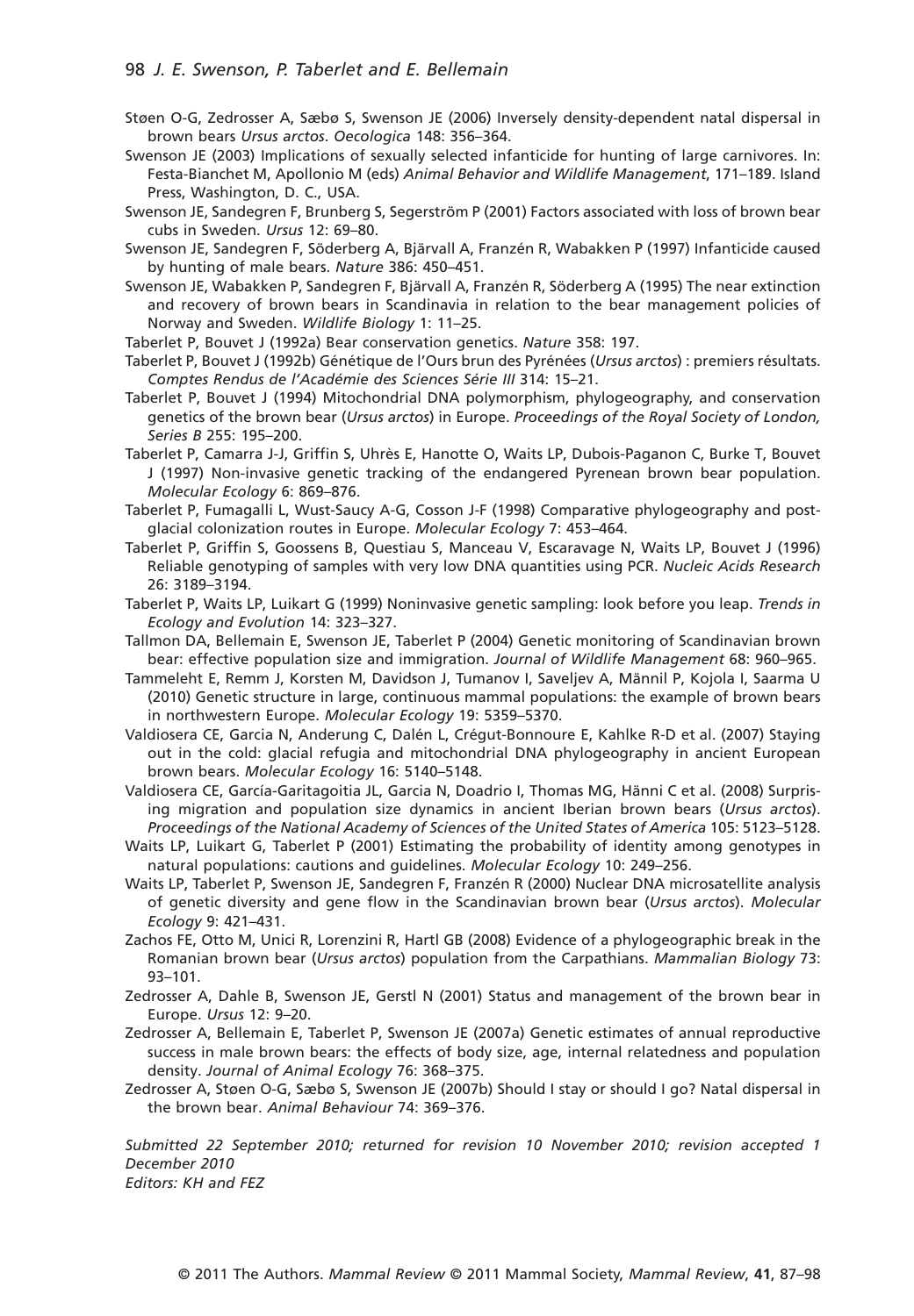Støen O-G, Zedrosser A, Sæbø S, Swenson JE (2006) Inversely density-dependent natal dispersal in brown bears *Ursus arctos*. *Oecologica* 148: 356–364.

Swenson JE (2003) Implications of sexually selected infanticide for hunting of large carnivores. In: Festa-Bianchet M, Apollonio M (eds) *Animal Behavior and Wildlife Management*, 171–189. Island Press, Washington, D. C., USA.

Swenson JE, Sandegren F, Brunberg S, Segerström P (2001) Factors associated with loss of brown bear cubs in Sweden. *Ursus* 12: 69–80.

Swenson JE, Sandegren F, Söderberg A, Bjärvall A, Franzén R, Wabakken P (1997) Infanticide caused by hunting of male bears. *Nature* 386: 450–451.

Swenson JE, Wabakken P, Sandegren F, Bjärvall A, Franzén R, Söderberg A (1995) The near extinction and recovery of brown bears in Scandinavia in relation to the bear management policies of Norway and Sweden. *Wildlife Biology* 1: 11–25.

Taberlet P, Bouvet J (1992a) Bear conservation genetics. *Nature* 358: 197.

Taberlet P, Bouvet J (1992b) Génétique de l'Ours brun des Pyrénées (*Ursus arctos*) : premiers résultats. *Comptes Rendus de l'Académie des Sciences Série III* 314: 15–21.

Taberlet P, Bouvet J (1994) Mitochondrial DNA polymorphism, phylogeography, and conservation genetics of the brown bear (*Ursus arctos*) in Europe. *Proceedings of the Royal Society of London, Series B* 255: 195–200.

Taberlet P, Camarra J-J, Griffin S, Uhrès E, Hanotte O, Waits LP, Dubois-Paganon C, Burke T, Bouvet J (1997) Non-invasive genetic tracking of the endangered Pyrenean brown bear population. *Molecular Ecology* 6: 869–876.

Taberlet P, Fumagalli L, Wust-Saucy A-G, Cosson J-F (1998) Comparative phylogeography and post-glacial colonization routes in Europe. *Molecular Ecology* 7: 453–464.

Taberlet P, Griffin S, Goossens B, Questiau S, Manceau V, Escaravage N, Waits LP, Bouvet J (1996) Reliable genotyping of samples with very low DNA quantities using PCR. *Nucleic Acids Research* 26: 3189–3194.

Taberlet P, Waits LP, Luikart G (1999) Noninvasive genetic sampling: look before you leap. *Trends in Ecology and Evolution* 14: 323–327.

Tallmon DA, Bellemain E, Swenson JE, Taberlet P (2004) Genetic monitoring of Scandinavian brown bear: effective population size and immigration. *Journal of Wildlife Management* 68: 960–965.

Tammeleht E, Remm J, Korsten M, Davidson J, Tumanov I, Saveljev A, Männil P, Kojola I, Saarma U (2010) Genetic structure in large, continuous mammal populations: the example of brown bears in northwestern Europe. *Molecular Ecology* 19: 5359–5370.

Valdiosera CE, Garcia N, Anderung C, Dalén L, Crégut-Bonnoure E, Kahlke R-D et al. (2007) Staying out in the cold: glacial refugia and mitochondrial DNA phylogeography in ancient European brown bears. *Molecular Ecology* 16: 5140–5148.

Valdiosera CE, García-Garitagoitia JL, Garcia N, Doadrio I, Thomas MG, Hänni C et al. (2008) Surprising migration and population size dynamics in ancient Iberian brown bears (*Ursus arctos*). *Proceedings of the National Academy of Sciences of the United States of America* 105: 5123–5128.

Waits LP, Luikart G, Taberlet P (2001) Estimating the probability of identity among genotypes in natural populations: cautions and guidelines. *Molecular Ecology* 10: 249–256.

Waits LP, Taberlet P, Swenson JE, Sandegren F, Franzén R (2000) Nuclear DNA microsatellite analysis of genetic diversity and gene flow in the Scandinavian brown bear (*Ursus arctos*). *Molecular Ecology* 9: 421–431.

Zachos FE, Otto M, Unici R, Lorenzini R, Hartl GB (2008) Evidence of a phylogeographic break in the Romanian brown bear (*Ursus arctos*) population from the Carpathians. *Mammalian Biology* 73: 93–101.

Zedrosser A, Dahle B, Swenson JE, Gerstl N (2001) Status and management of the brown bear in Europe. *Ursus* 12: 9–20.

Zedrosser A, Bellemain E, Taberlet P, Swenson JE (2007a) Genetic estimates of annual reproductive success in male brown bears: the effects of body size, age, internal relatedness and population density. *Journal of Animal Ecology* 76: 368–375.

Zedrosser A, Støen O-G, Sæbø S, Swenson JE (2007b) Should I stay or should I go? Natal dispersal in the brown bear. *Animal Behaviour* 74: 369–376.

*Submitted 22 September 2010; returned for revision 10 November 2010; revision accepted 1 December 2010*
*Editors: KH and FEZ*